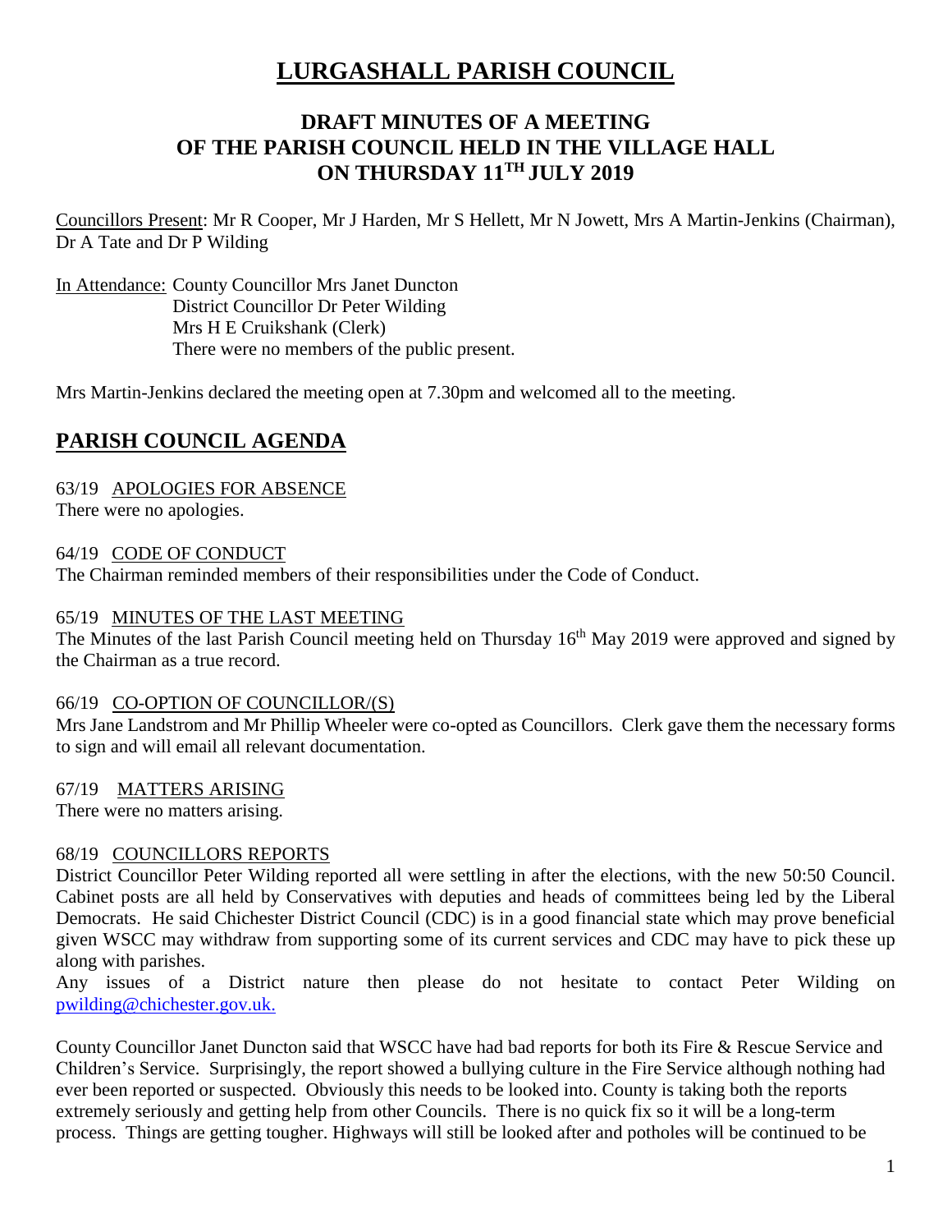# LURGASHALL PARISH COUNCIL

## DRAFT MINUTES OF A MEETING OF THE PARISH COUNCIL HELD IN THE VILLAGE HALL ON THURSDAY 11TH JULY 2019

Councillors Present: Mr R Cooper, Mr J Harden, Mr S Hellett, Mr N Jowett, Mrs A Martin-Jenkins (Chairman), Dr A Tate and Dr P Wilding

In Attendance: County Councillor Mrs Janet Duncton
District Councillor Dr Peter Wilding
Mrs H E Cruikshank (Clerk)
There were no members of the public present.

Mrs Martin-Jenkins declared the meeting open at 7.30pm and welcomed all to the meeting.

## PARISH COUNCIL AGENDA

63/19 APOLOGIES FOR ABSENCE
There were no apologies.

64/19 CODE OF CONDUCT
The Chairman reminded members of their responsibilities under the Code of Conduct.

65/19 MINUTES OF THE LAST MEETING
The Minutes of the last Parish Council meeting held on Thursday 16th May 2019 were approved and signed by the Chairman as a true record.

66/19 CO-OPTION OF COUNCILLOR/(S)
Mrs Jane Landstrom and Mr Phillip Wheeler were co-opted as Councillors. Clerk gave them the necessary forms to sign and will email all relevant documentation.

67/19 MATTERS ARISING
There were no matters arising.

68/19 COUNCILLORS REPORTS
District Councillor Peter Wilding reported all were settling in after the elections, with the new 50:50 Council. Cabinet posts are all held by Conservatives with deputies and heads of committees being led by the Liberal Democrats. He said Chichester District Council (CDC) is in a good financial state which may prove beneficial given WSCC may withdraw from supporting some of its current services and CDC may have to pick these up along with parishes.
Any issues of a District nature then please do not hesitate to contact Peter Wilding on pwilding@chichester.gov.uk.

County Councillor Janet Duncton said that WSCC have had bad reports for both its Fire & Rescue Service and Children's Service. Surprisingly, the report showed a bullying culture in the Fire Service although nothing had ever been reported or suspected. Obviously this needs to be looked into. County is taking both the reports extremely seriously and getting help from other Councils. There is no quick fix so it will be a long-term process. Things are getting tougher. Highways will still be looked after and potholes will be continued to be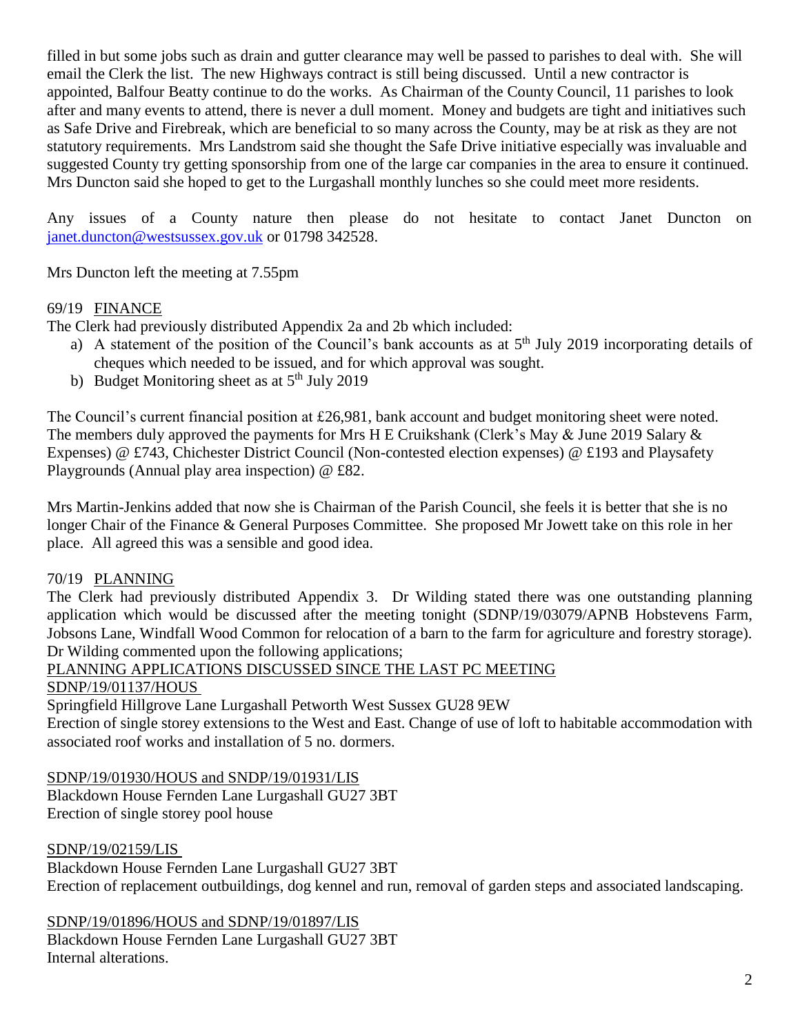filled in but some jobs such as drain and gutter clearance may well be passed to parishes to deal with. She will email the Clerk the list. The new Highways contract is still being discussed. Until a new contractor is appointed, Balfour Beatty continue to do the works. As Chairman of the County Council, 11 parishes to look after and many events to attend, there is never a dull moment. Money and budgets are tight and initiatives such as Safe Drive and Firebreak, which are beneficial to so many across the County, may be at risk as they are not statutory requirements. Mrs Landstrom said she thought the Safe Drive initiative especially was invaluable and suggested County try getting sponsorship from one of the large car companies in the area to ensure it continued. Mrs Duncton said she hoped to get to the Lurgashall monthly lunches so she could meet more residents.

Any issues of a County nature then please do not hesitate to contact Janet Duncton on janet.duncton@westsussex.gov.uk or 01798 342528.

Mrs Duncton left the meeting at 7.55pm

69/19 FINANCE

The Clerk had previously distributed Appendix 2a and 2b which included:

a) A statement of the position of the Council's bank accounts as at 5th July 2019 incorporating details of cheques which needed to be issued, and for which approval was sought.
b) Budget Monitoring sheet as at 5th July 2019

The Council's current financial position at £26,981, bank account and budget monitoring sheet were noted. The members duly approved the payments for Mrs H E Cruikshank (Clerk's May & June 2019 Salary & Expenses) @ £743, Chichester District Council (Non-contested election expenses) @ £193 and Playsafety Playgrounds (Annual play area inspection) @ £82.

Mrs Martin-Jenkins added that now she is Chairman of the Parish Council, she feels it is better that she is no longer Chair of the Finance & General Purposes Committee. She proposed Mr Jowett take on this role in her place. All agreed this was a sensible and good idea.

70/19 PLANNING

The Clerk had previously distributed Appendix 3. Dr Wilding stated there was one outstanding planning application which would be discussed after the meeting tonight (SDNP/19/03079/APNB Hobstevens Farm, Jobsons Lane, Windfall Wood Common for relocation of a barn to the farm for agriculture and forestry storage). Dr Wilding commented upon the following applications;

PLANNING APPLICATIONS DISCUSSED SINCE THE LAST PC MEETING

SDNP/19/01137/HOUS

Springfield Hillgrove Lane Lurgashall Petworth West Sussex GU28 9EW
Erection of single storey extensions to the West and East. Change of use of loft to habitable accommodation with associated roof works and installation of 5 no. dormers.

SDNP/19/01930/HOUS and SNDP/19/01931/LIS

Blackdown House Fernden Lane Lurgashall GU27 3BT
Erection of single storey pool house

SDNP/19/02159/LIS

Blackdown House Fernden Lane Lurgashall GU27 3BT
Erection of replacement outbuildings, dog kennel and run, removal of garden steps and associated landscaping.

SDNP/19/01896/HOUS and SDNP/19/01897/LIS

Blackdown House Fernden Lane Lurgashall GU27 3BT
Internal alterations.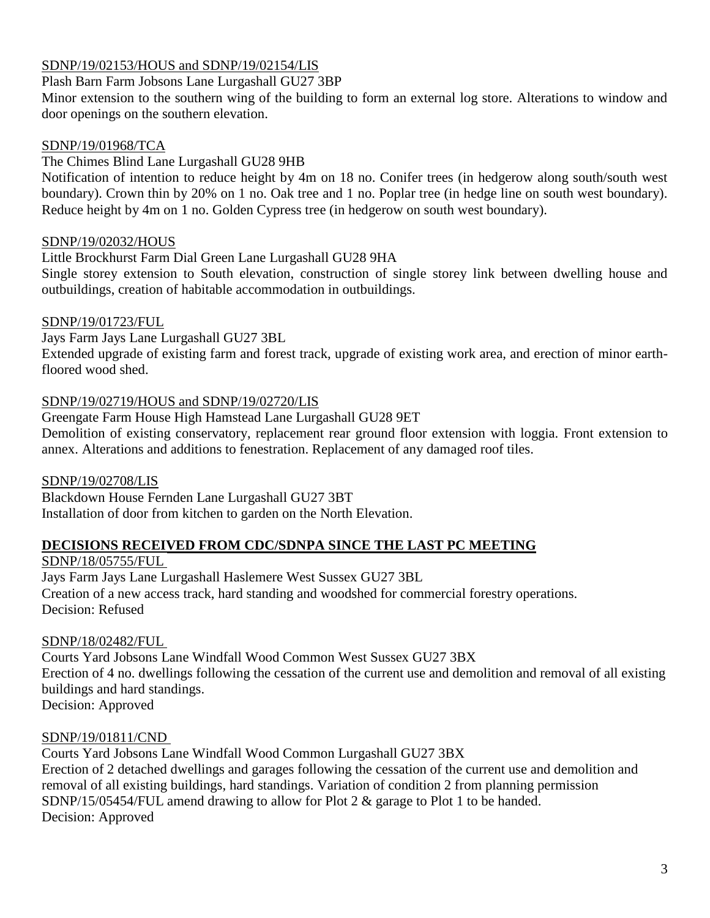SDNP/19/02153/HOUS and SDNP/19/02154/LIS

Plash Barn Farm Jobsons Lane Lurgashall GU27 3BP

Minor extension to the southern wing of the building to form an external log store. Alterations to window and door openings on the southern elevation.

SDNP/19/01968/TCA

The Chimes Blind Lane Lurgashall GU28 9HB

Notification of intention to reduce height by 4m on 18 no. Conifer trees (in hedgerow along south/south west boundary). Crown thin by 20% on 1 no. Oak tree and 1 no. Poplar tree (in hedge line on south west boundary). Reduce height by 4m on 1 no. Golden Cypress tree (in hedgerow on south west boundary).

SDNP/19/02032/HOUS

Little Brockhurst Farm Dial Green Lane Lurgashall GU28 9HA

Single storey extension to South elevation, construction of single storey link between dwelling house and outbuildings, creation of habitable accommodation in outbuildings.

SDNP/19/01723/FUL

Jays Farm Jays Lane Lurgashall GU27 3BL

Extended upgrade of existing farm and forest track, upgrade of existing work area, and erection of minor earth-floored wood shed.

SDNP/19/02719/HOUS and SDNP/19/02720/LIS

Greengate Farm House High Hamstead Lane Lurgashall GU28 9ET

Demolition of existing conservatory, replacement rear ground floor extension with loggia. Front extension to annex. Alterations and additions to fenestration. Replacement of any damaged roof tiles.

SDNP/19/02708/LIS

Blackdown House Fernden Lane Lurgashall GU27 3BT

Installation of door from kitchen to garden on the North Elevation.

## DECISIONS RECEIVED FROM CDC/SDNPA SINCE THE LAST PC MEETING

SDNP/18/05755/FUL

Jays Farm Jays Lane Lurgashall Haslemere West Sussex GU27 3BL

Creation of a new access track, hard standing and woodshed for commercial forestry operations.

Decision: Refused

SDNP/18/02482/FUL

Courts Yard Jobsons Lane Windfall Wood Common West Sussex GU27 3BX

Erection of 4 no. dwellings following the cessation of the current use and demolition and removal of all existing buildings and hard standings.

Decision: Approved

SDNP/19/01811/CND

Courts Yard Jobsons Lane Windfall Wood Common Lurgashall GU27 3BX

Erection of 2 detached dwellings and garages following the cessation of the current use and demolition and removal of all existing buildings, hard standings. Variation of condition 2 from planning permission SDNP/15/05454/FUL amend drawing to allow for Plot 2 & garage to Plot 1 to be handed.

Decision: Approved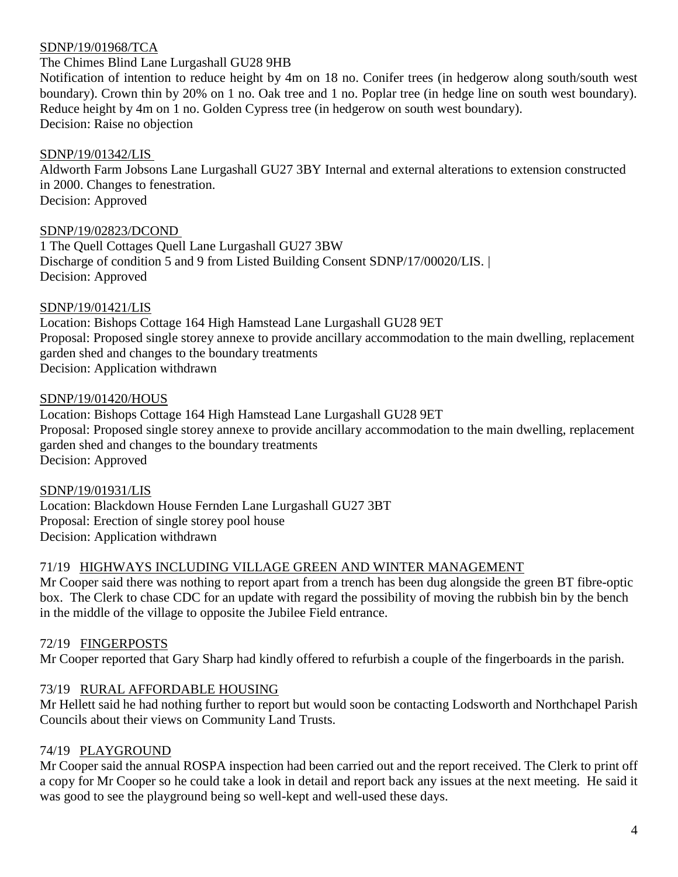<u>SDNP/19/01968/TCA</u>

The Chimes Blind Lane Lurgashall GU28 9HB
Notification of intention to reduce height by 4m on 18 no. Conifer trees (in hedgerow along south/south west boundary). Crown thin by 20% on 1 no. Oak tree and 1 no. Poplar tree (in hedge line on south west boundary). Reduce height by 4m on 1 no. Golden Cypress tree (in hedgerow on south west boundary).
Decision: Raise no objection

<u>SDNP/19/01342/LIS</u>

Aldworth Farm Jobsons Lane Lurgashall GU27 3BY Internal and external alterations to extension constructed in 2000. Changes to fenestration.
Decision: Approved

<u>SDNP/19/02823/DCOND</u>

1 The Quell Cottages Quell Lane Lurgashall GU27 3BW
Discharge of condition 5 and 9 from Listed Building Consent SDNP/17/00020/LIS. |
Decision: Approved

<u>SDNP/19/01421/LIS</u>

Location: Bishops Cottage 164 High Hamstead Lane Lurgashall GU28 9ET
Proposal: Proposed single storey annexe to provide ancillary accommodation to the main dwelling, replacement garden shed and changes to the boundary treatments
Decision: Application withdrawn

<u>SDNP/19/01420/HOUS</u>

Location: Bishops Cottage 164 High Hamstead Lane Lurgashall GU28 9ET
Proposal: Proposed single storey annexe to provide ancillary accommodation to the main dwelling, replacement garden shed and changes to the boundary treatments
Decision: Approved

<u>SDNP/19/01931/LIS</u>

Location: Blackdown House Fernden Lane Lurgashall GU27 3BT
Proposal: Erection of single storey pool house
Decision: Application withdrawn

## 71/19 <u>HIGHWAYS INCLUDING VILLAGE GREEN AND WINTER MANAGEMENT</u>

Mr Cooper said there was nothing to report apart from a trench has been dug alongside the green BT fibre-optic box. The Clerk to chase CDC for an update with regard the possibility of moving the rubbish bin by the bench in the middle of the village to opposite the Jubilee Field entrance.

## 72/19 <u>FINGERPOSTS</u>

Mr Cooper reported that Gary Sharp had kindly offered to refurbish a couple of the fingerboards in the parish.

## 73/19 <u>RURAL AFFORDABLE HOUSING</u>

Mr Hellett said he had nothing further to report but would soon be contacting Lodsworth and Northchapel Parish Councils about their views on Community Land Trusts.

## 74/19 <u>PLAYGROUND</u>

Mr Cooper said the annual ROSPA inspection had been carried out and the report received. The Clerk to print off a copy for Mr Cooper so he could take a look in detail and report back any issues at the next meeting. He said it was good to see the playground being so well-kept and well-used these days.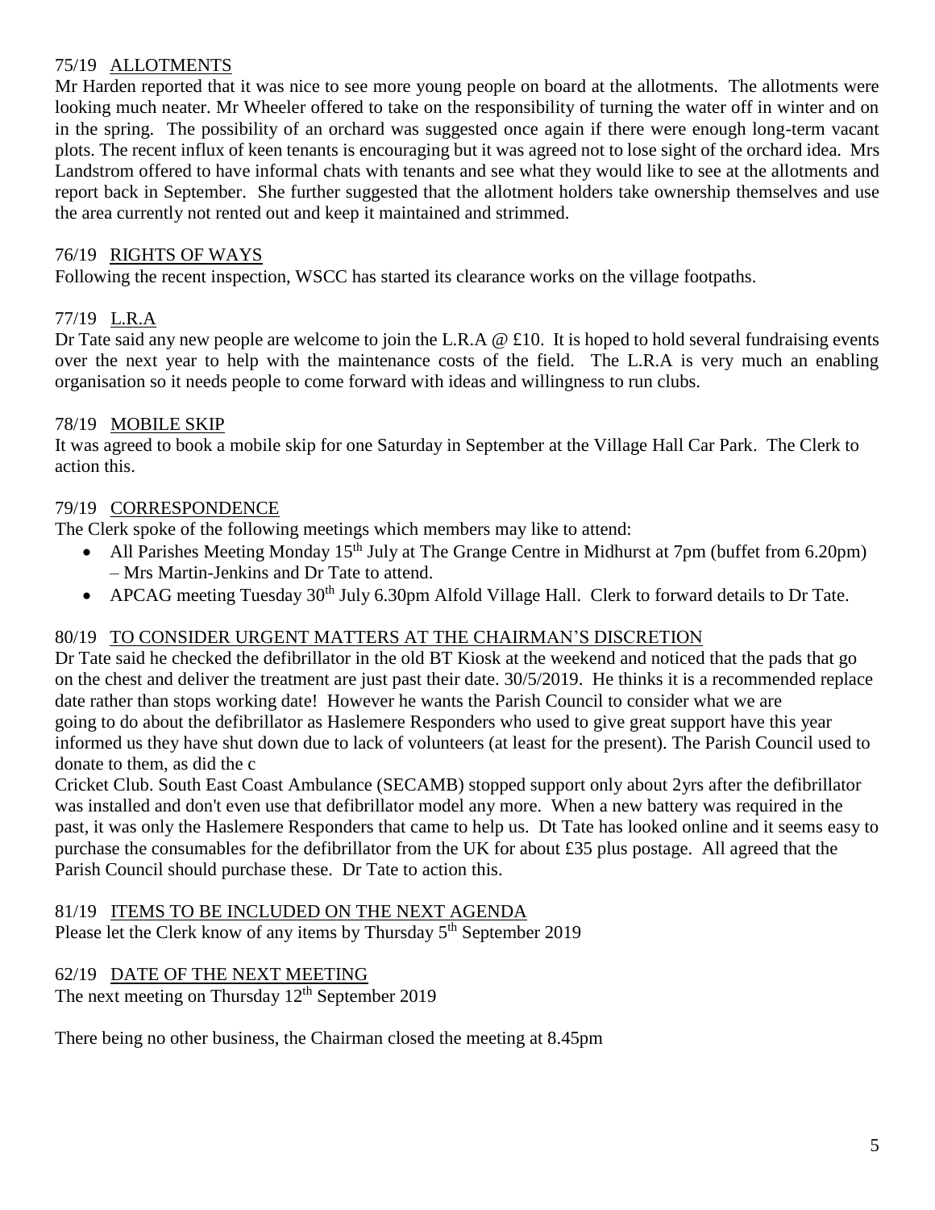### 75/19 ALLOTMENTS

Mr Harden reported that it was nice to see more young people on board at the allotments. The allotments were looking much neater. Mr Wheeler offered to take on the responsibility of turning the water off in winter and on in the spring. The possibility of an orchard was suggested once again if there were enough long-term vacant plots. The recent influx of keen tenants is encouraging but it was agreed not to lose sight of the orchard idea. Mrs Landstrom offered to have informal chats with tenants and see what they would like to see at the allotments and report back in September. She further suggested that the allotment holders take ownership themselves and use the area currently not rented out and keep it maintained and strimmed.

### 76/19 RIGHTS OF WAYS

Following the recent inspection, WSCC has started its clearance works on the village footpaths.

### 77/19 L.R.A

Dr Tate said any new people are welcome to join the L.R.A @ £10. It is hoped to hold several fundraising events over the next year to help with the maintenance costs of the field. The L.R.A is very much an enabling organisation so it needs people to come forward with ideas and willingness to run clubs.

### 78/19 MOBILE SKIP

It was agreed to book a mobile skip for one Saturday in September at the Village Hall Car Park. The Clerk to action this.

### 79/19 CORRESPONDENCE

The Clerk spoke of the following meetings which members may like to attend:

- All Parishes Meeting Monday 15th July at The Grange Centre in Midhurst at 7pm (buffet from 6.20pm) – Mrs Martin-Jenkins and Dr Tate to attend.
- APCAG meeting Tuesday 30th July 6.30pm Alfold Village Hall. Clerk to forward details to Dr Tate.

### 80/19 TO CONSIDER URGENT MATTERS AT THE CHAIRMAN'S DISCRETION

Dr Tate said he checked the defibrillator in the old BT Kiosk at the weekend and noticed that the pads that go on the chest and deliver the treatment are just past their date. 30/5/2019. He thinks it is a recommended replace date rather than stops working date! However he wants the Parish Council to consider what we are going to do about the defibrillator as Haslemere Responders who used to give great support have this year informed us they have shut down due to lack of volunteers (at least for the present). The Parish Council used to donate to them, as did the c

Cricket Club. South East Coast Ambulance (SECAMB) stopped support only about 2yrs after the defibrillator was installed and don't even use that defibrillator model any more. When a new battery was required in the past, it was only the Haslemere Responders that came to help us. Dt Tate has looked online and it seems easy to purchase the consumables for the defibrillator from the UK for about £35 plus postage. All agreed that the Parish Council should purchase these. Dr Tate to action this.

### 81/19 ITEMS TO BE INCLUDED ON THE NEXT AGENDA

Please let the Clerk know of any items by Thursday 5th September 2019

### 62/19 DATE OF THE NEXT MEETING

The next meeting on Thursday 12th September 2019

There being no other business, the Chairman closed the meeting at 8.45pm